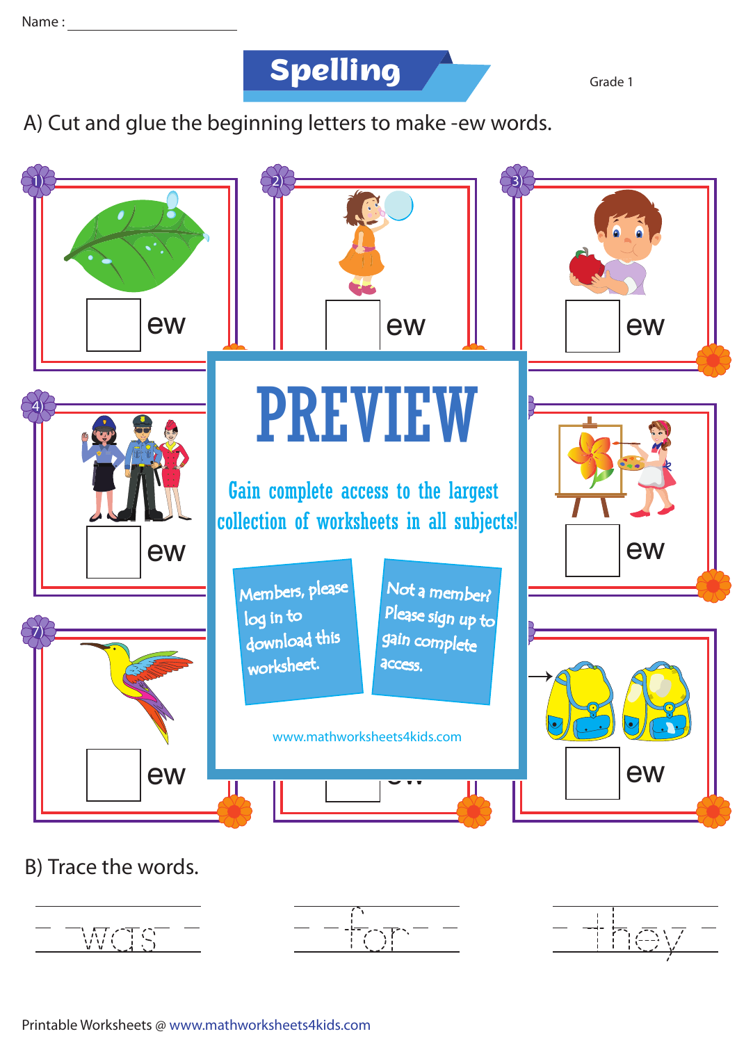Name : ______________________

# Spelling

Grade 1

A) Cut and glue the beginning letters to make -ew words.

1) ☐ ew

2) ☐ ew

3) ☐ ew

4) ☐ ew

☐ ew

7) ☐ ew

☐ ew

# PREVIEW

Gain complete access to the largest collection of worksheets in all subjects!

Members, please log in to download this worksheet.

Not a member? Please sign up to gain complete access.

www.mathworksheets4kids.com

B) Trace the words.

was

for

they

Printable Worksheets @ www.mathworksheets4kids.com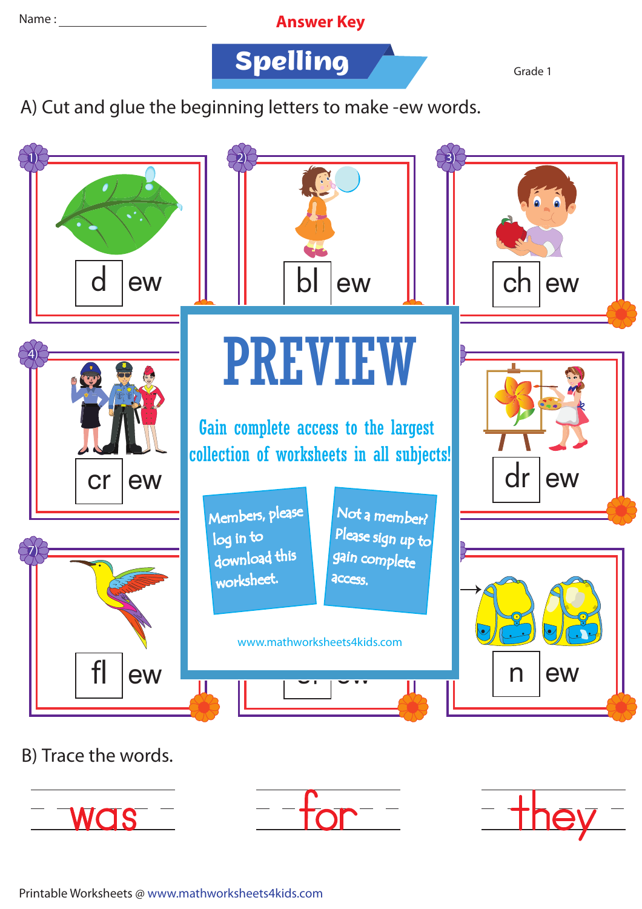Name : ______________________

**Answer Key**

# Spelling

Grade 1

A) Cut and glue the beginning letters to make -ew words.

1) d ew

2) bl ew

3) ch ew

4) cr ew

dr ew

7) fl ew

n ew

PREVIEW

Gain complete access to the largest collection of worksheets in all subjects!

Members, please log in to download this worksheet.

Not a member? Please sign up to gain complete access.

www.mathworksheets4kids.com

B) Trace the words.

was

for

they

Printable Worksheets @ www.mathworksheets4kids.com